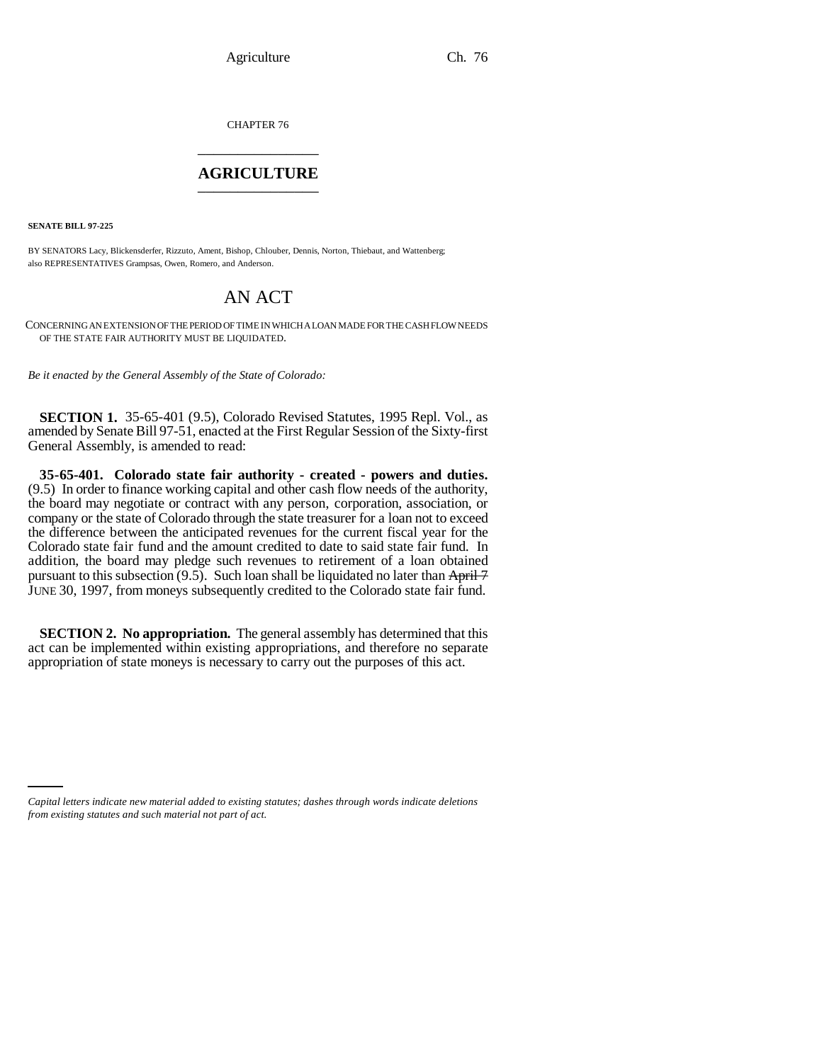CHAPTER 76

# AGRICULTURE

**SENATE BILL 97-225**

BY SENATORS Lacy, Blickensderfer, Rizzuto, Ament, Bishop, Chlouber, Dennis, Norton, Thiebaut, and Wattenberg; also REPRESENTATIVES Grampsas, Owen, Romero, and Anderson.

# AN ACT

CONCERNING AN EXTENSION OF THE PERIOD OF TIME IN WHICH A LOAN MADE FOR THE CASH FLOW NEEDS OF THE STATE FAIR AUTHORITY MUST BE LIQUIDATED.

*Be it enacted by the General Assembly of the State of Colorado:*

**SECTION 1.** 35-65-401 (9.5), Colorado Revised Statutes, 1995 Repl. Vol., as amended by Senate Bill 97-51, enacted at the First Regular Session of the Sixty-first General Assembly, is amended to read:

**35-65-401. Colorado state fair authority - created - powers and duties.** (9.5) In order to finance working capital and other cash flow needs of the authority, the board may negotiate or contract with any person, corporation, association, or company or the state of Colorado through the state treasurer for a loan not to exceed the difference between the anticipated revenues for the current fiscal year for the Colorado state fair fund and the amount credited to date to said state fair fund. In addition, the board may pledge such revenues to retirement of a loan obtained pursuant to this subsection (9.5). Such loan shall be liquidated no later than ~~April 7~~ JUNE 30, 1997, from moneys subsequently credited to the Colorado state fair fund.

**SECTION 2. No appropriation.** The general assembly has determined that this act can be implemented within existing appropriations, and therefore no separate appropriation of state moneys is necessary to carry out the purposes of this act.

*Capital letters indicate new material added to existing statutes; dashes through words indicate deletions from existing statutes and such material not part of act.*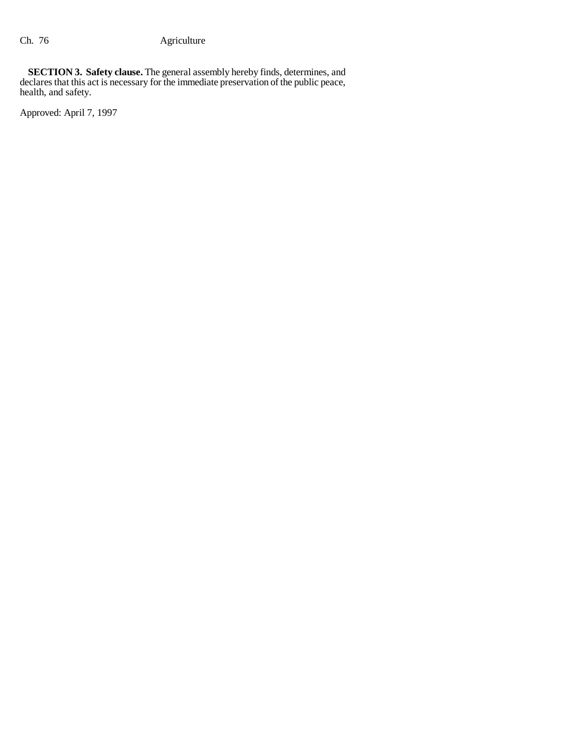**SECTION 3. Safety clause.** The general assembly hereby finds, determines, and declares that this act is necessary for the immediate preservation of the public peace, health, and safety.

Approved: April 7, 1997